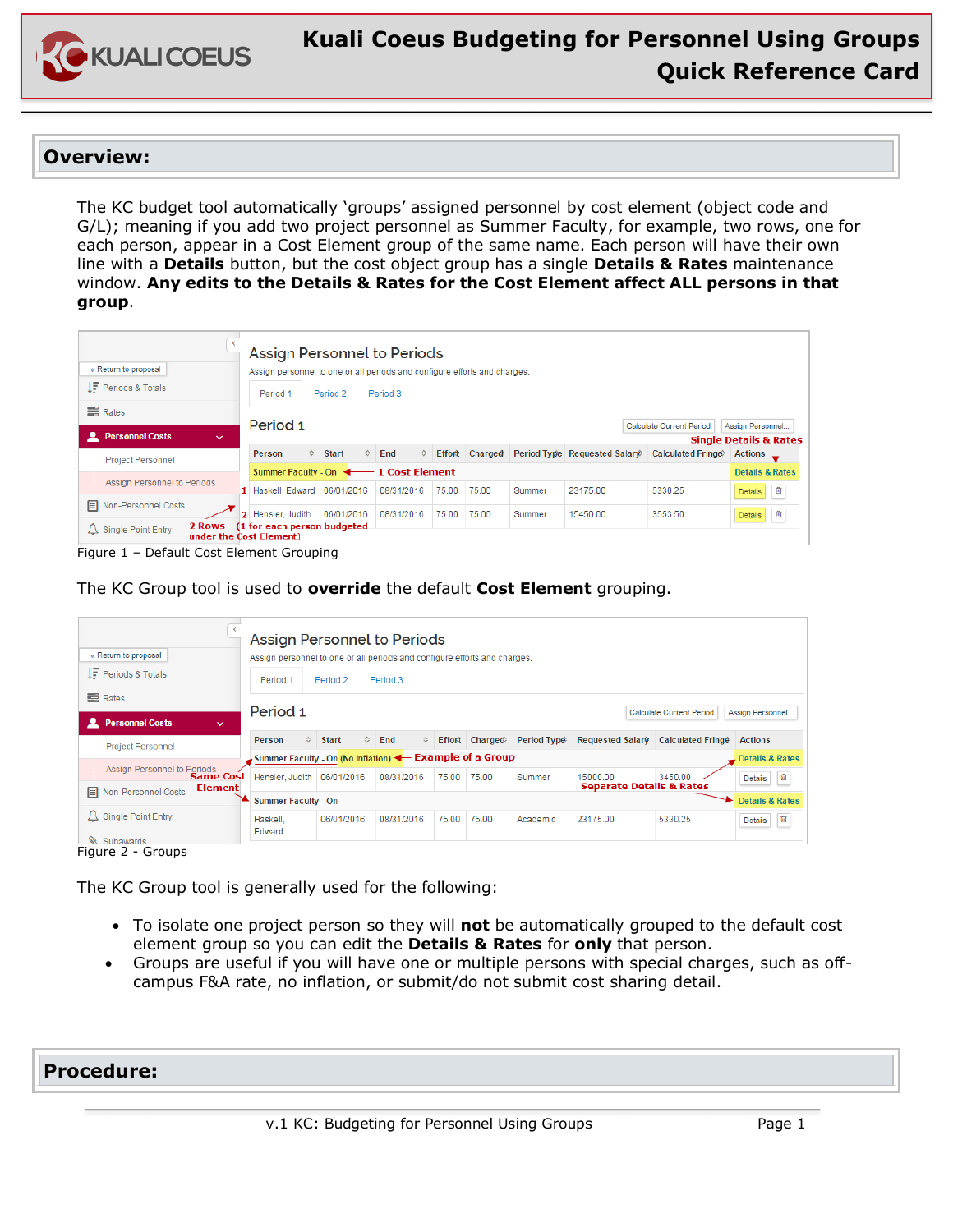# Kuali Coeus Budgeting for Personnel Using Groups Quick Reference Card

## Overview:

The KC budget tool automatically 'groups' assigned personnel by cost element (object code and G/L); meaning if you add two project personnel as Summer Faculty, for example, two rows, one for each person, appear in a Cost Element group of the same name. Each person will have their own line with a **Details** button, but the cost object group has a single **Details & Rates** maintenance window. **Any edits to the Details & Rates for the Cost Element affect ALL persons in that group**.

Figure 1 – Default Cost Element Grouping

The KC Group tool is used to **override** the default **Cost Element** grouping.

Figure 2 - Groups

The KC Group tool is generally used for the following:

- To isolate one project person so they will **not** be automatically grouped to the default cost element group so you can edit the **Details & Rates** for **only** that person.
- Groups are useful if you will have one or multiple persons with special charges, such as off-campus F&A rate, no inflation, or submit/do not submit cost sharing detail.

## Procedure: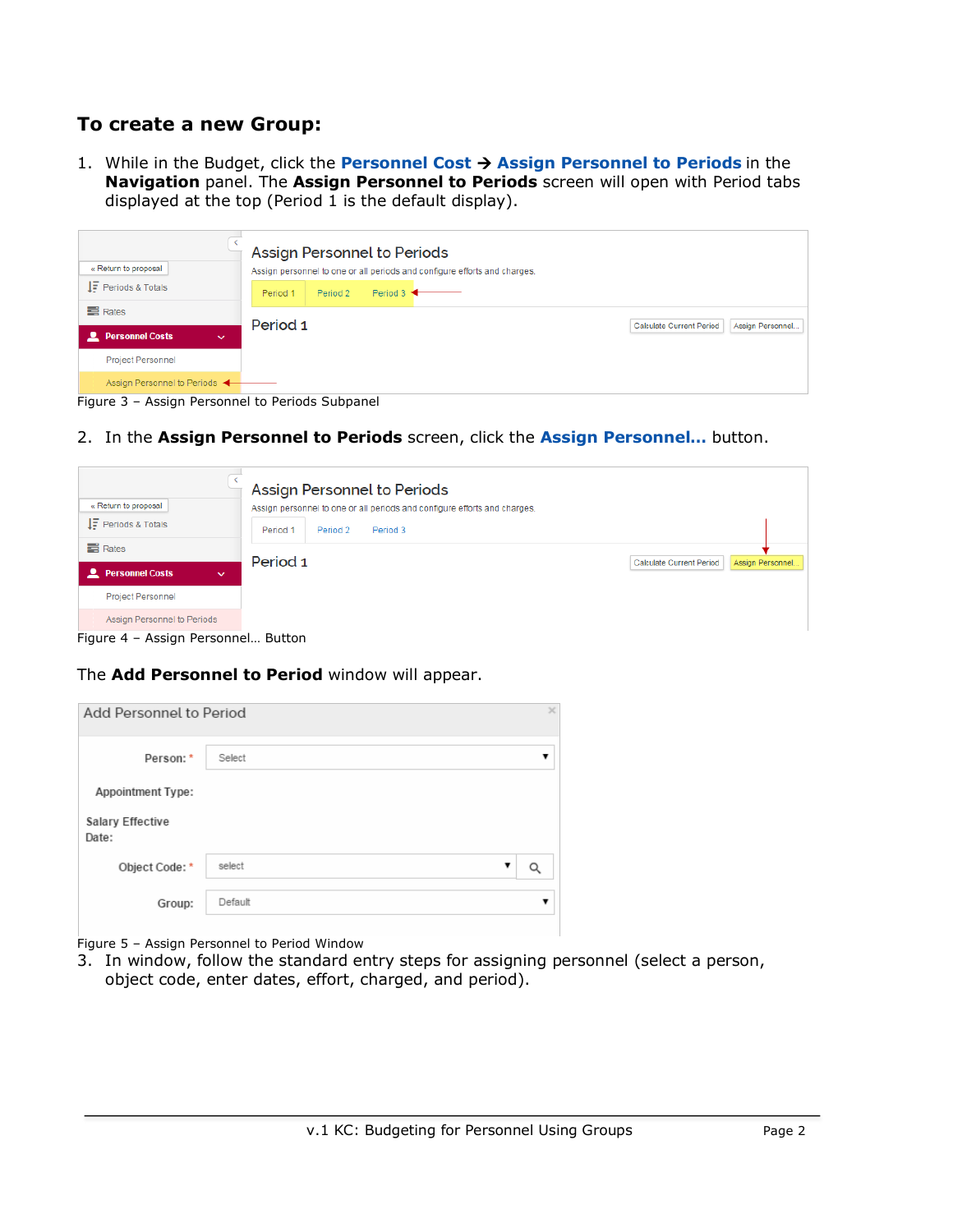## To create a new Group:

1. While in the Budget, click the **Personnel Cost → Assign Personnel to Periods** in the **Navigation** panel. The **Assign Personnel to Periods** screen will open with Period tabs displayed at the top (Period 1 is the default display).

Figure 3 – Assign Personnel to Periods Subpanel

2. In the **Assign Personnel to Periods** screen, click the **Assign Personnel…** button.

Figure 4 – Assign Personnel… Button

The **Add Personnel to Period** window will appear.

Figure 5 – Assign Personnel to Period Window

3. In window, follow the standard entry steps for assigning personnel (select a person, object code, enter dates, effort, charged, and period).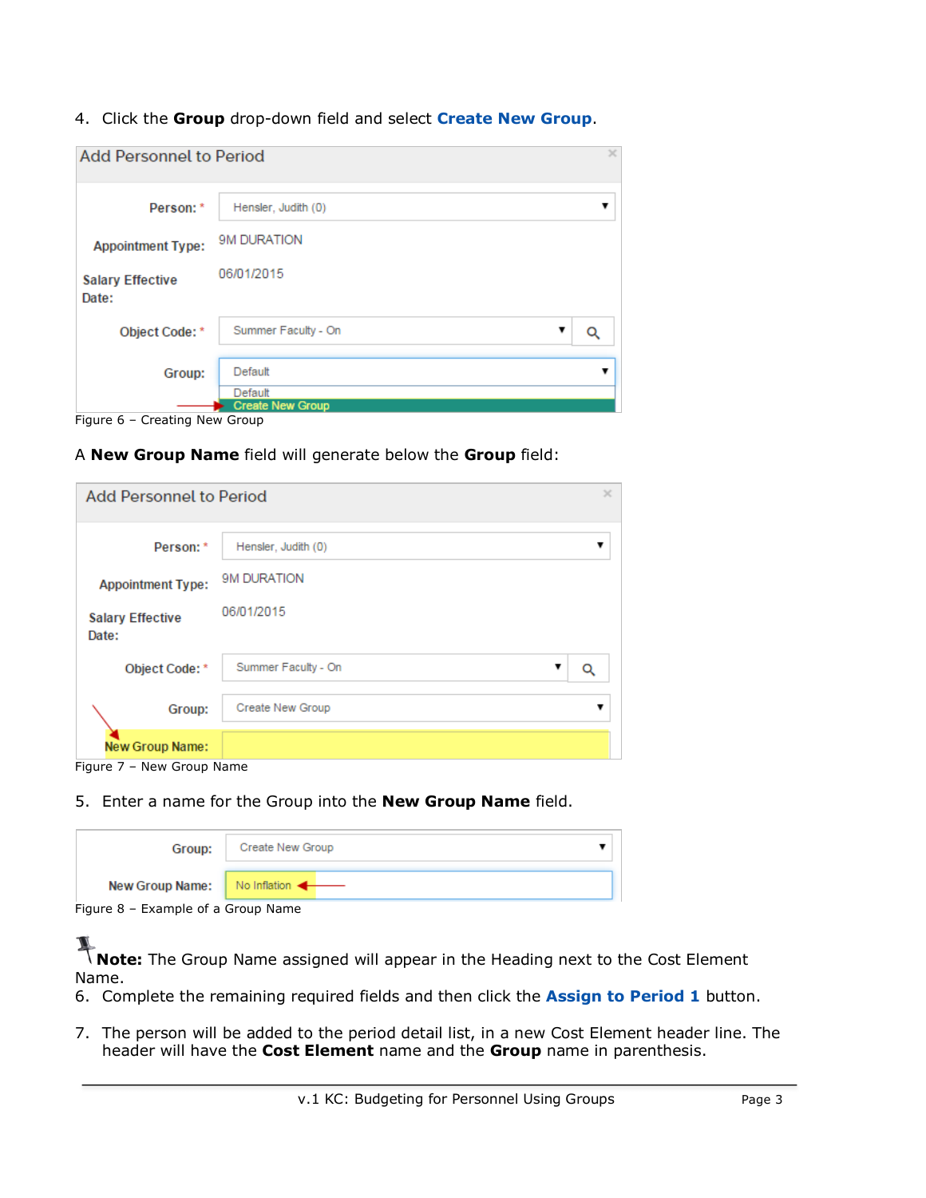4. Click the **Group** drop-down field and select **Create New Group**.

Figure 6 – Creating New Group

A **New Group Name** field will generate below the **Group** field:

Figure 7 – New Group Name

5. Enter a name for the Group into the **New Group Name** field.

Figure 8 – Example of a Group Name

**Note:** The Group Name assigned will appear in the Heading next to the Cost Element Name.

6. Complete the remaining required fields and then click the **Assign to Period 1** button.

7. The person will be added to the period detail list, in a new Cost Element header line. The header will have the **Cost Element** name and the **Group** name in parenthesis.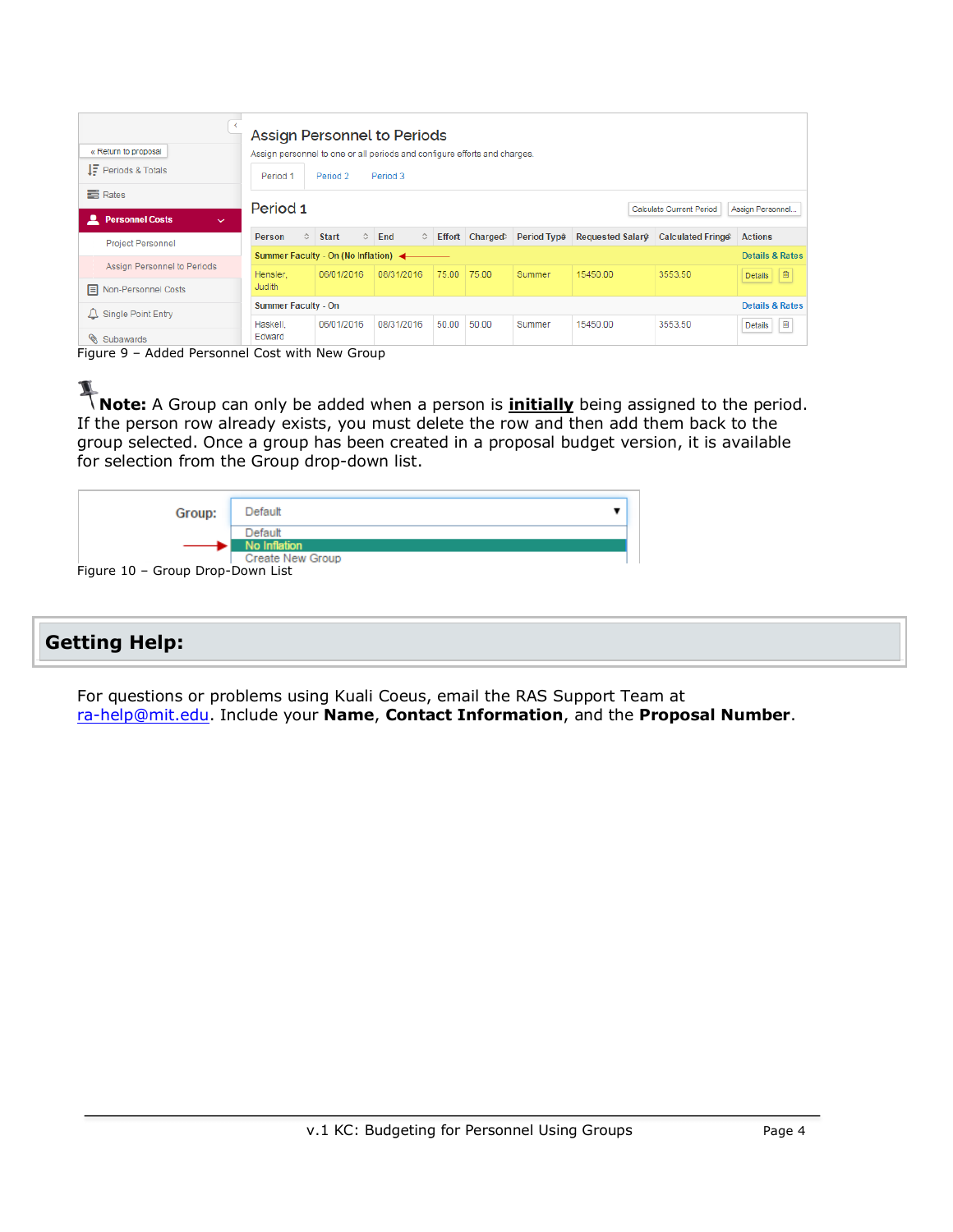Figure 9 – Added Personnel Cost with New Group

**Note:** A Group can only be added when a person is **initially** being assigned to the period. If the person row already exists, you must delete the row and then add them back to the group selected. Once a group has been created in a proposal budget version, it is available for selection from the Group drop-down list.

Figure 10 – Group Drop-Down List

## Getting Help:

For questions or problems using Kuali Coeus, email the RAS Support Team at ra-help@mit.edu. Include your **Name**, **Contact Information**, and the **Proposal Number**.